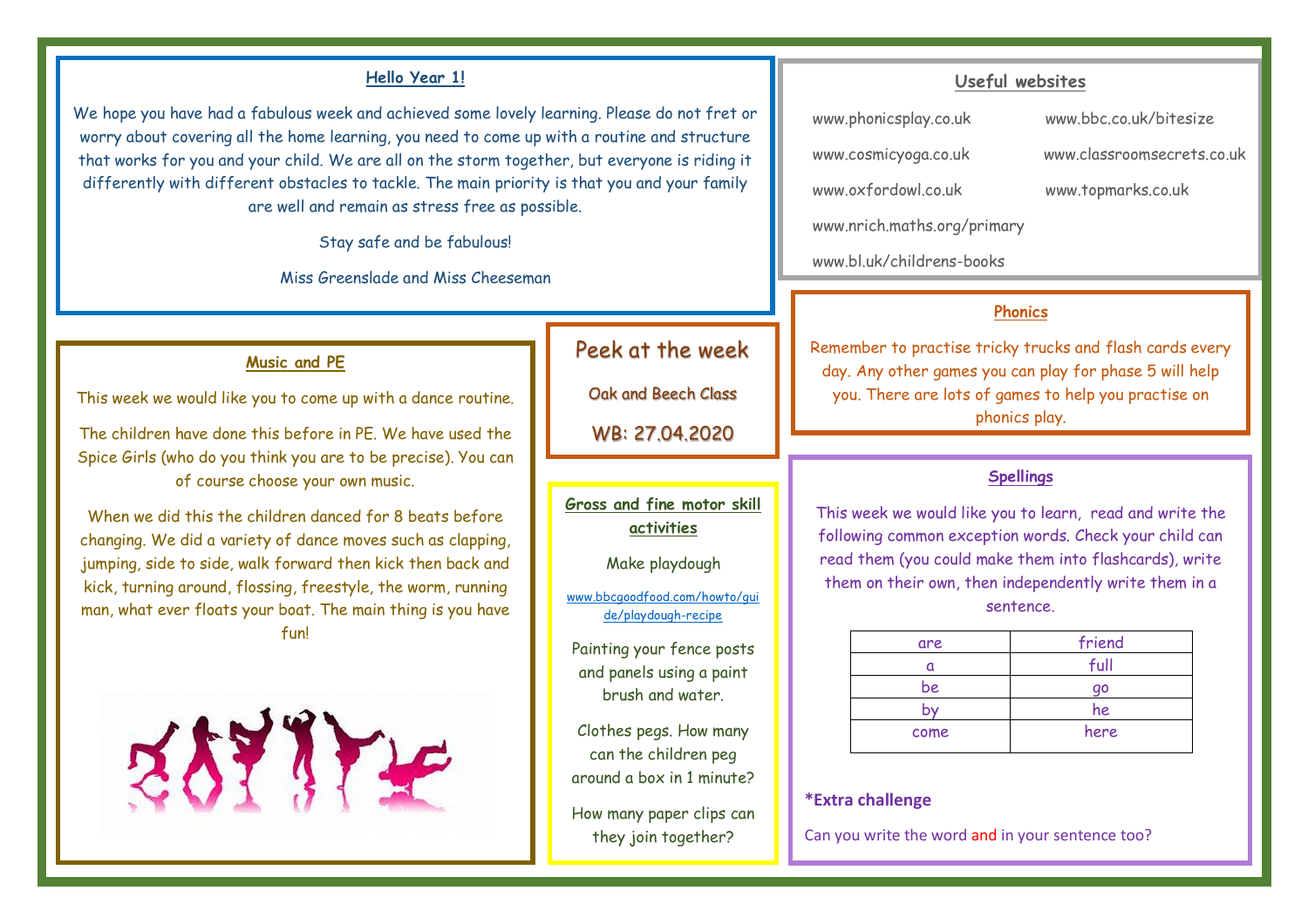## Hello Year 1!

We hope you have had a fabulous week and achieved some lovely learning. Please do not fret or worry about covering all the home learning, you need to come up with a routine and structure that works for you and your child. We are all on the storm together, but everyone is riding it differently with different obstacles to tackle. The main priority is that you and your family are well and remain as stress free as possible.

Stay safe and be fabulous!

Miss Greenslade and Miss Cheeseman

## Useful websites

- www.phonicsplay.co.uk
- www.bbc.co.uk/bitesize
- www.cosmicyoga.co.uk
- www.classroomsecrets.co.uk
- www.oxfordowl.co.uk
- www.topmarks.co.uk
- www.nrich.maths.org/primary
- www.bl.uk/childrens-books

# Peek at the week

Oak and Beech Class

WB: 27.04.2020

## Music and PE

This week we would like you to come up with a dance routine.

The children have done this before in PE. We have used the Spice Girls (who do you think you are to be precise). You can of course choose your own music.

When we did this the children danced for 8 beats before changing. We did a variety of dance moves such as clapping, jumping, side to side, walk forward then kick then back and kick, turning around, flossing, freestyle, the worm, running man, what ever floats your boat. The main thing is you have fun!

## Gross and fine motor skill activities

Make playdough

www.bbcgoodfood.com/howto/guide/playdough-recipe

Painting your fence posts and panels using a paint brush and water.

Clothes pegs. How many can the children peg around a box in 1 minute?

How many paper clips can they join together?

## Phonics

Remember to practise tricky trucks and flash cards every day. Any other games you can play for phase 5 will help you. There are lots of games to help you practise on phonics play.

## Spellings

This week we would like you to learn, read and write the following common exception words. Check your child can read them (you could make them into flashcards), write them on their own, then independently write them in a sentence.

| | |
|---|---|
| are | friend |
| a | full |
| be | go |
| by | he |
| come | here |

**\*Extra challenge**

Can you write the word and in your sentence too?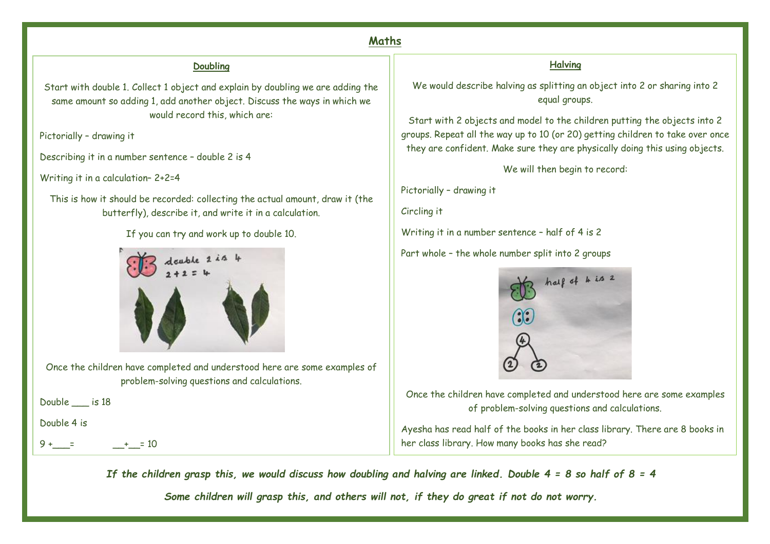# Maths

## Doubling

Start with double 1. Collect 1 object and explain by doubling we are adding the same amount so adding 1, add another object. Discuss the ways in which we would record this, which are:

Pictorially – drawing it

Describing it in a number sentence – double 2 is 4

Writing it in a calculation– 2+2=4

This is how it should be recorded: collecting the actual amount, draw it (the butterfly), describe it, and write it in a calculation.

If you can try and work up to double 10.

Once the children have completed and understood here are some examples of problem-solving questions and calculations.

Double ___ is 18

Double 4 is

9 +___=     __+__= 10

## Halving

We would describe halving as splitting an object into 2 or sharing into 2 equal groups.

Start with 2 objects and model to the children putting the objects into 2 groups. Repeat all the way up to 10 (or 20) getting children to take over once they are confident. Make sure they are physically doing this using objects.

We will then begin to record:

Pictorially – drawing it

Circling it

Writing it in a number sentence – half of 4 is 2

Part whole – the whole number split into 2 groups

Once the children have completed and understood here are some examples of problem-solving questions and calculations.

Ayesha has read half of the books in her class library. There are 8 books in her class library. How many books has she read?

***If the children grasp this, we would discuss how doubling and halving are linked. Double 4 = 8 so half of 8 = 4***

***Some children will grasp this, and others will not, if they do great if not do not worry.***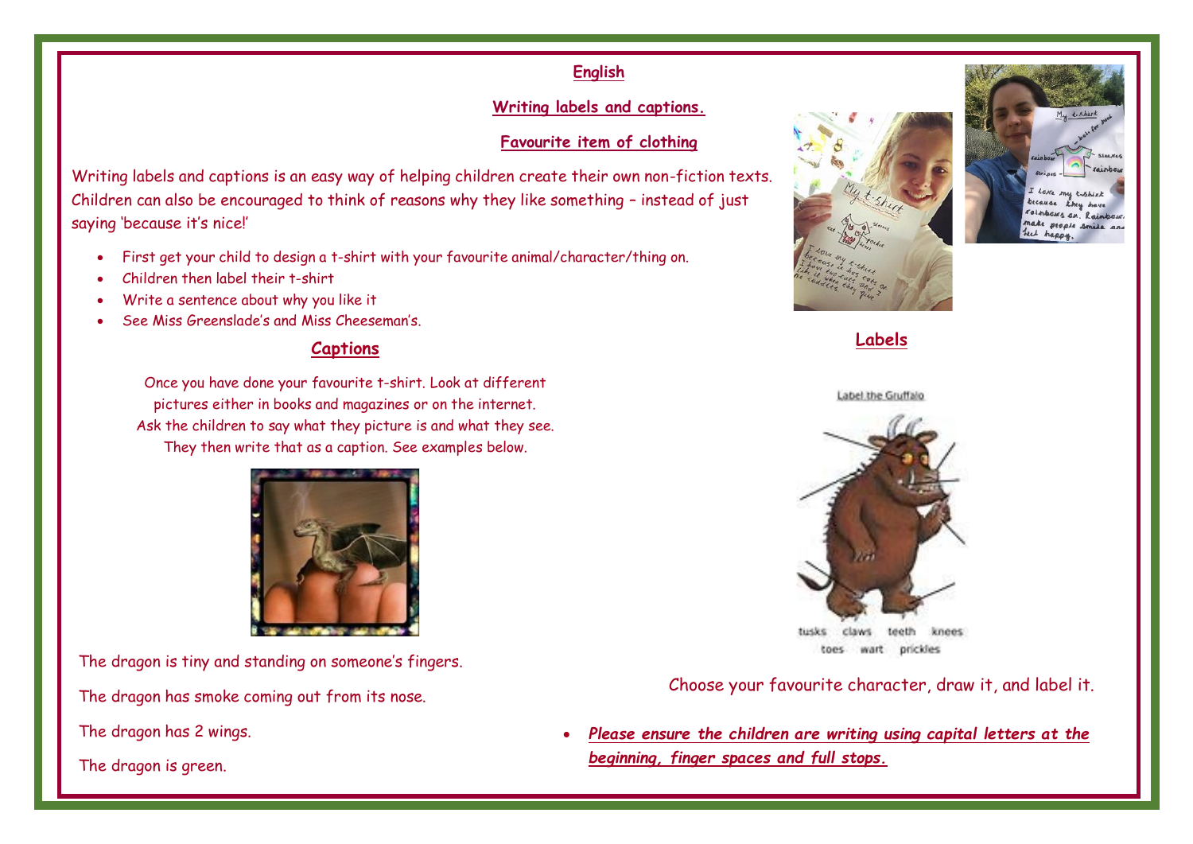# English

## Writing labels and captions.

## Favourite item of clothing

Writing labels and captions is an easy way of helping children create their own non-fiction texts. Children can also be encouraged to think of reasons why they like something – instead of just saying 'because it's nice!'

- First get your child to design a t-shirt with your favourite animal/character/thing on.
- Children then label their t-shirt
- Write a sentence about why you like it
- See Miss Greenslade's and Miss Cheeseman's.

## Captions

Once you have done your favourite t-shirt. Look at different pictures either in books and magazines or on the internet. Ask the children to say what they picture is and what they see. They then write that as a caption. See examples below.

The dragon is tiny and standing on someone's fingers.

The dragon has smoke coming out from its nose.

The dragon has 2 wings.

The dragon is green.

## Labels

Label the Gruffalo

tusks claws teeth knees
toes wart prickles

Choose your favourite character, draw it, and label it.

- ***Please ensure the children are writing using capital letters at the beginning, finger spaces and full stops.***